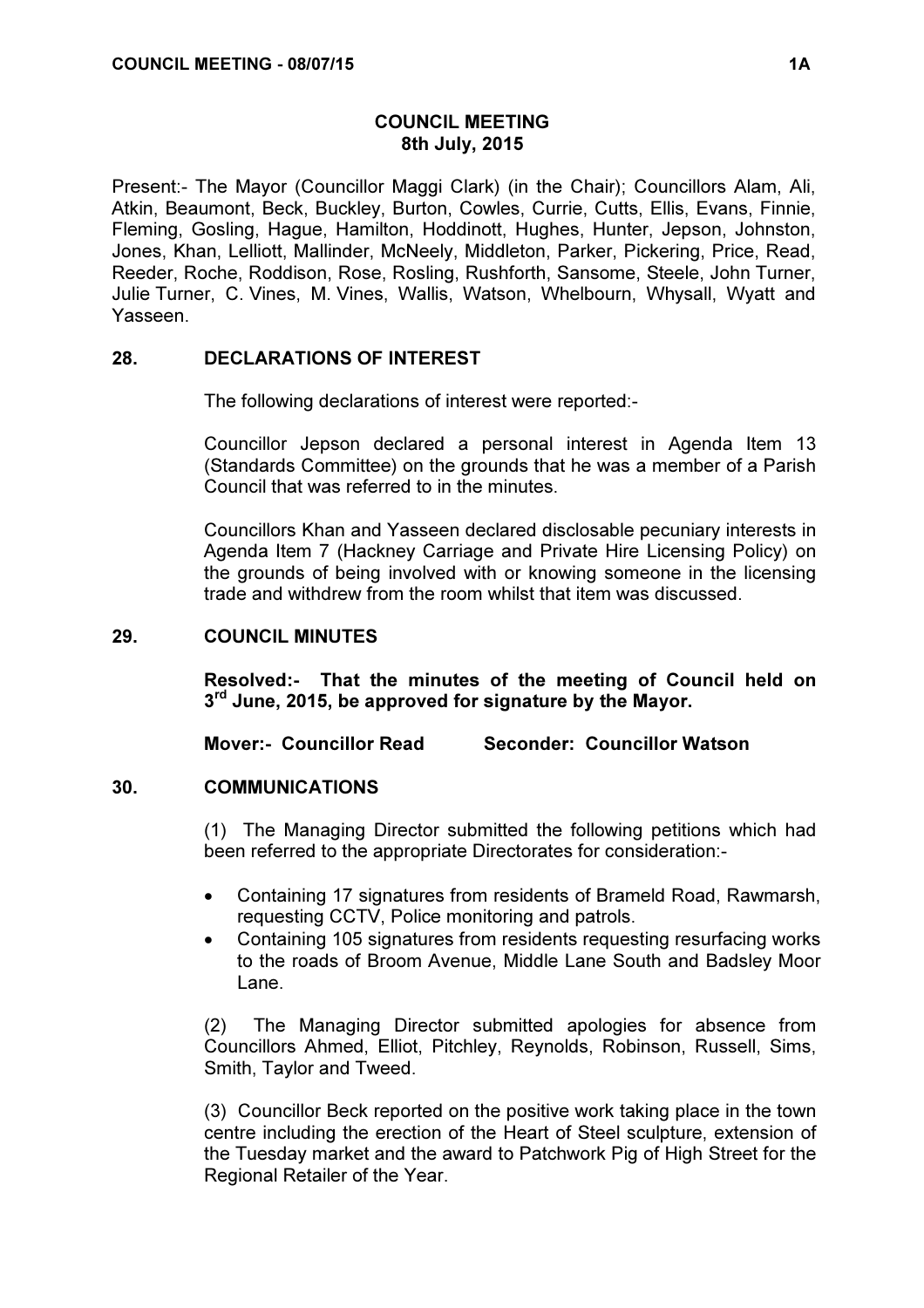# COUNCIL MEETING
## 8th July, 2015

Present:- The Mayor (Councillor Maggi Clark) (in the Chair); Councillors Alam, Ali, Atkin, Beaumont, Beck, Buckley, Burton, Cowles, Currie, Cutts, Ellis, Evans, Finnie, Fleming, Gosling, Hague, Hamilton, Hoddinott, Hughes, Hunter, Jepson, Johnston, Jones, Khan, Lelliott, Mallinder, McNeely, Middleton, Parker, Pickering, Price, Read, Reeder, Roche, Roddison, Rose, Rosling, Rushforth, Sansome, Steele, John Turner, Julie Turner, C. Vines, M. Vines, Wallis, Watson, Whelbourn, Whysall, Wyatt and Yasseen.

### 28. DECLARATIONS OF INTEREST

The following declarations of interest were reported:-

Councillor Jepson declared a personal interest in Agenda Item 13 (Standards Committee) on the grounds that he was a member of a Parish Council that was referred to in the minutes.

Councillors Khan and Yasseen declared disclosable pecuniary interests in Agenda Item 7 (Hackney Carriage and Private Hire Licensing Policy) on the grounds of being involved with or knowing someone in the licensing trade and withdrew from the room whilst that item was discussed.

### 29. COUNCIL MINUTES

**Resolved:- That the minutes of the meeting of Council held on 3rd June, 2015, be approved for signature by the Mayor.**

**Mover:- Councillor Read Seconder: Councillor Watson**

### 30. COMMUNICATIONS

(1) The Managing Director submitted the following petitions which had been referred to the appropriate Directorates for consideration:-

- Containing 17 signatures from residents of Brameld Road, Rawmarsh, requesting CCTV, Police monitoring and patrols.
- Containing 105 signatures from residents requesting resurfacing works to the roads of Broom Avenue, Middle Lane South and Badsley Moor Lane.

(2) The Managing Director submitted apologies for absence from Councillors Ahmed, Elliot, Pitchley, Reynolds, Robinson, Russell, Sims, Smith, Taylor and Tweed.

(3) Councillor Beck reported on the positive work taking place in the town centre including the erection of the Heart of Steel sculpture, extension of the Tuesday market and the award to Patchwork Pig of High Street for the Regional Retailer of the Year.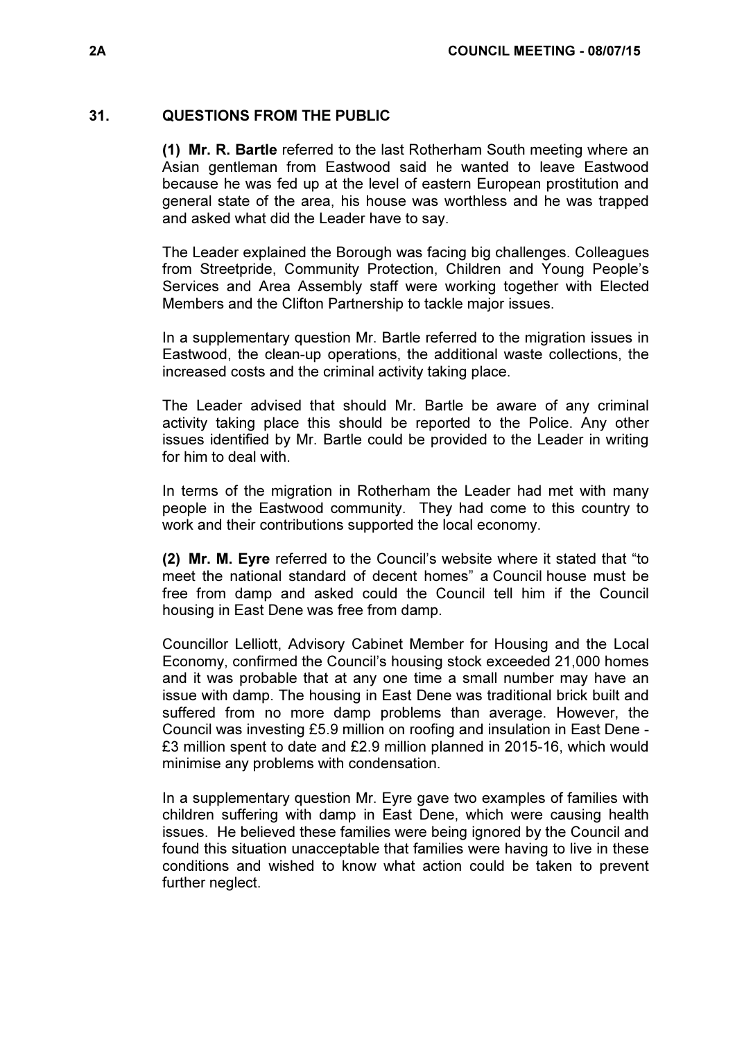## 31. QUESTIONS FROM THE PUBLIC

**(1) Mr. R. Bartle** referred to the last Rotherham South meeting where an Asian gentleman from Eastwood said he wanted to leave Eastwood because he was fed up at the level of eastern European prostitution and general state of the area, his house was worthless and he was trapped and asked what did the Leader have to say.

The Leader explained the Borough was facing big challenges. Colleagues from Streetpride, Community Protection, Children and Young People's Services and Area Assembly staff were working together with Elected Members and the Clifton Partnership to tackle major issues.

In a supplementary question Mr. Bartle referred to the migration issues in Eastwood, the clean-up operations, the additional waste collections, the increased costs and the criminal activity taking place.

The Leader advised that should Mr. Bartle be aware of any criminal activity taking place this should be reported to the Police. Any other issues identified by Mr. Bartle could be provided to the Leader in writing for him to deal with.

In terms of the migration in Rotherham the Leader had met with many people in the Eastwood community. They had come to this country to work and their contributions supported the local economy.

**(2) Mr. M. Eyre** referred to the Council's website where it stated that "to meet the national standard of decent homes" a Council house must be free from damp and asked could the Council tell him if the Council housing in East Dene was free from damp.

Councillor Lelliott, Advisory Cabinet Member for Housing and the Local Economy, confirmed the Council's housing stock exceeded 21,000 homes and it was probable that at any one time a small number may have an issue with damp. The housing in East Dene was traditional brick built and suffered from no more damp problems than average. However, the Council was investing £5.9 million on roofing and insulation in East Dene - £3 million spent to date and £2.9 million planned in 2015-16, which would minimise any problems with condensation.

In a supplementary question Mr. Eyre gave two examples of families with children suffering with damp in East Dene, which were causing health issues. He believed these families were being ignored by the Council and found this situation unacceptable that families were having to live in these conditions and wished to know what action could be taken to prevent further neglect.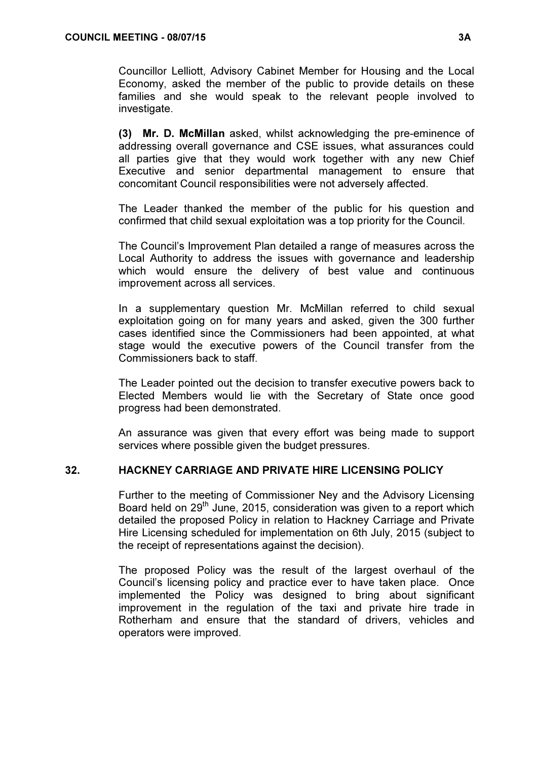Councillor Lelliott, Advisory Cabinet Member for Housing and the Local Economy, asked the member of the public to provide details on these families and she would speak to the relevant people involved to investigate.

**(3) Mr. D. McMillan** asked, whilst acknowledging the pre-eminence of addressing overall governance and CSE issues, what assurances could all parties give that they would work together with any new Chief Executive and senior departmental management to ensure that concomitant Council responsibilities were not adversely affected.

The Leader thanked the member of the public for his question and confirmed that child sexual exploitation was a top priority for the Council.

The Council's Improvement Plan detailed a range of measures across the Local Authority to address the issues with governance and leadership which would ensure the delivery of best value and continuous improvement across all services.

In a supplementary question Mr. McMillan referred to child sexual exploitation going on for many years and asked, given the 300 further cases identified since the Commissioners had been appointed, at what stage would the executive powers of the Council transfer from the Commissioners back to staff.

The Leader pointed out the decision to transfer executive powers back to Elected Members would lie with the Secretary of State once good progress had been demonstrated.

An assurance was given that every effort was being made to support services where possible given the budget pressures.

## 32. HACKNEY CARRIAGE AND PRIVATE HIRE LICENSING POLICY

Further to the meeting of Commissioner Ney and the Advisory Licensing Board held on 29th June, 2015, consideration was given to a report which detailed the proposed Policy in relation to Hackney Carriage and Private Hire Licensing scheduled for implementation on 6th July, 2015 (subject to the receipt of representations against the decision).

The proposed Policy was the result of the largest overhaul of the Council's licensing policy and practice ever to have taken place. Once implemented the Policy was designed to bring about significant improvement in the regulation of the taxi and private hire trade in Rotherham and ensure that the standard of drivers, vehicles and operators were improved.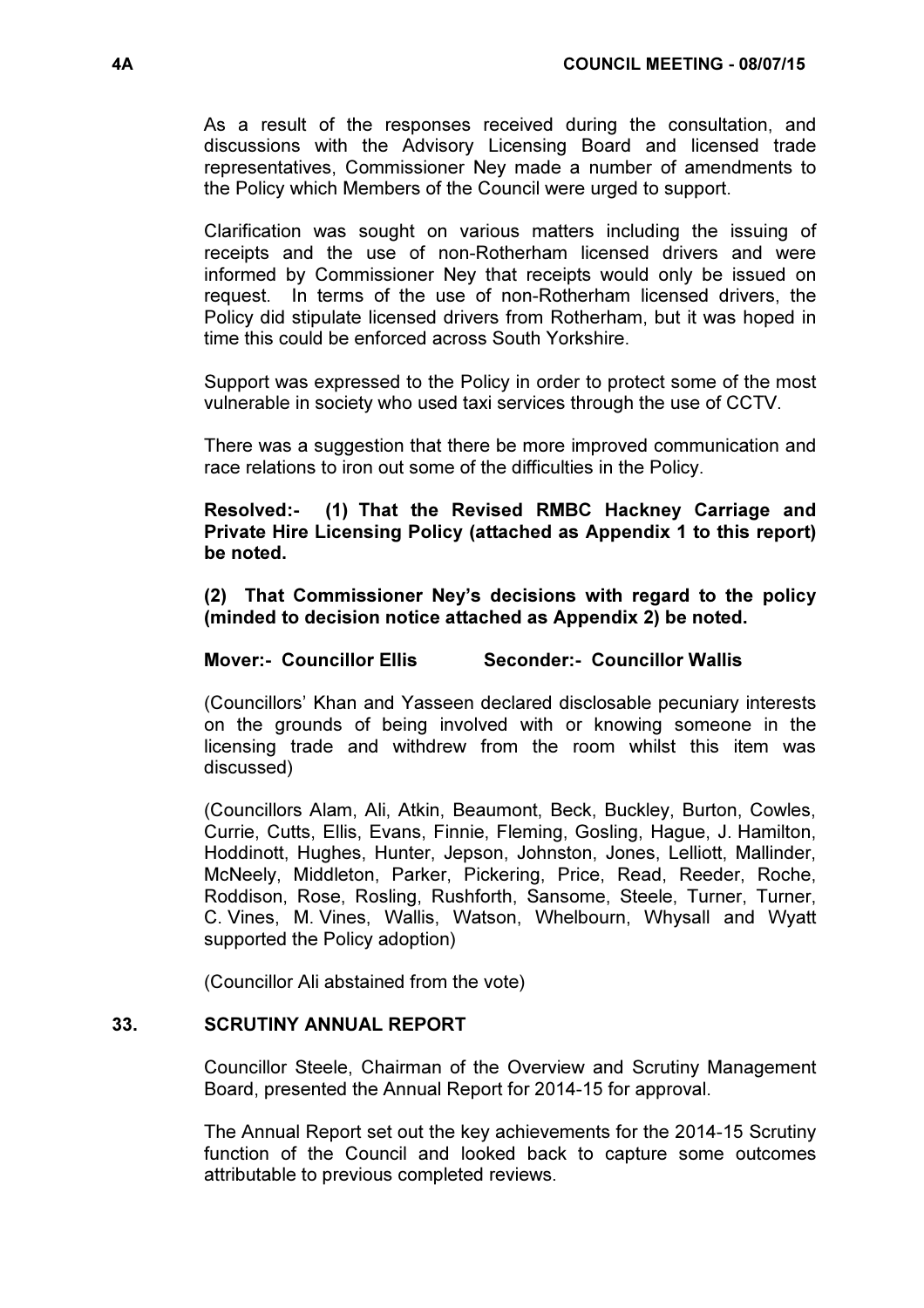As a result of the responses received during the consultation, and discussions with the Advisory Licensing Board and licensed trade representatives, Commissioner Ney made a number of amendments to the Policy which Members of the Council were urged to support.

Clarification was sought on various matters including the issuing of receipts and the use of non-Rotherham licensed drivers and were informed by Commissioner Ney that receipts would only be issued on request. In terms of the use of non-Rotherham licensed drivers, the Policy did stipulate licensed drivers from Rotherham, but it was hoped in time this could be enforced across South Yorkshire.

Support was expressed to the Policy in order to protect some of the most vulnerable in society who used taxi services through the use of CCTV.

There was a suggestion that there be more improved communication and race relations to iron out some of the difficulties in the Policy.

**Resolved:- (1) That the Revised RMBC Hackney Carriage and Private Hire Licensing Policy (attached as Appendix 1 to this report) be noted.**

**(2) That Commissioner Ney's decisions with regard to the policy (minded to decision notice attached as Appendix 2) be noted.**

**Mover:- Councillor Ellis Seconder:- Councillor Wallis**

(Councillors' Khan and Yasseen declared disclosable pecuniary interests on the grounds of being involved with or knowing someone in the licensing trade and withdrew from the room whilst this item was discussed)

(Councillors Alam, Ali, Atkin, Beaumont, Beck, Buckley, Burton, Cowles, Currie, Cutts, Ellis, Evans, Finnie, Fleming, Gosling, Hague, J. Hamilton, Hoddinott, Hughes, Hunter, Jepson, Johnston, Jones, Lelliott, Mallinder, McNeely, Middleton, Parker, Pickering, Price, Read, Reeder, Roche, Roddison, Rose, Rosling, Rushforth, Sansome, Steele, Turner, Turner, C. Vines, M. Vines, Wallis, Watson, Whelbourn, Whysall and Wyatt supported the Policy adoption)

(Councillor Ali abstained from the vote)

## 33. SCRUTINY ANNUAL REPORT

Councillor Steele, Chairman of the Overview and Scrutiny Management Board, presented the Annual Report for 2014-15 for approval.

The Annual Report set out the key achievements for the 2014-15 Scrutiny function of the Council and looked back to capture some outcomes attributable to previous completed reviews.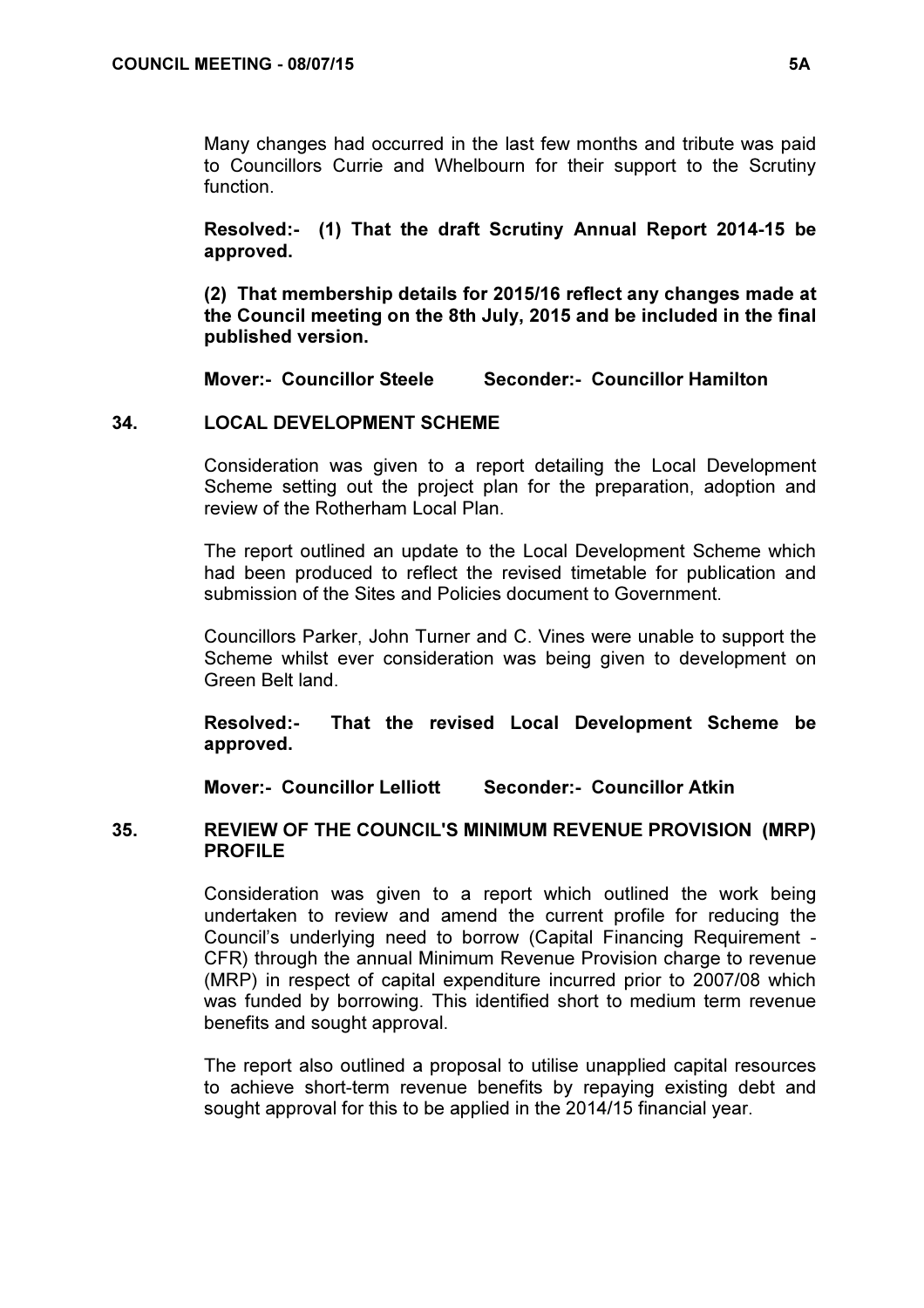Many changes had occurred in the last few months and tribute was paid to Councillors Currie and Whelbourn for their support to the Scrutiny function.

**Resolved:- (1) That the draft Scrutiny Annual Report 2014-15 be approved.**

**(2) That membership details for 2015/16 reflect any changes made at the Council meeting on the 8th July, 2015 and be included in the final published version.**

**Mover:- Councillor Steele Seconder:- Councillor Hamilton**

## 34. LOCAL DEVELOPMENT SCHEME

Consideration was given to a report detailing the Local Development Scheme setting out the project plan for the preparation, adoption and review of the Rotherham Local Plan.

The report outlined an update to the Local Development Scheme which had been produced to reflect the revised timetable for publication and submission of the Sites and Policies document to Government.

Councillors Parker, John Turner and C. Vines were unable to support the Scheme whilst ever consideration was being given to development on Green Belt land.

**Resolved:- That the revised Local Development Scheme be approved.**

**Mover:- Councillor Lelliott Seconder:- Councillor Atkin**

## 35. REVIEW OF THE COUNCIL'S MINIMUM REVENUE PROVISION (MRP) PROFILE

Consideration was given to a report which outlined the work being undertaken to review and amend the current profile for reducing the Council's underlying need to borrow (Capital Financing Requirement - CFR) through the annual Minimum Revenue Provision charge to revenue (MRP) in respect of capital expenditure incurred prior to 2007/08 which was funded by borrowing. This identified short to medium term revenue benefits and sought approval.

The report also outlined a proposal to utilise unapplied capital resources to achieve short-term revenue benefits by repaying existing debt and sought approval for this to be applied in the 2014/15 financial year.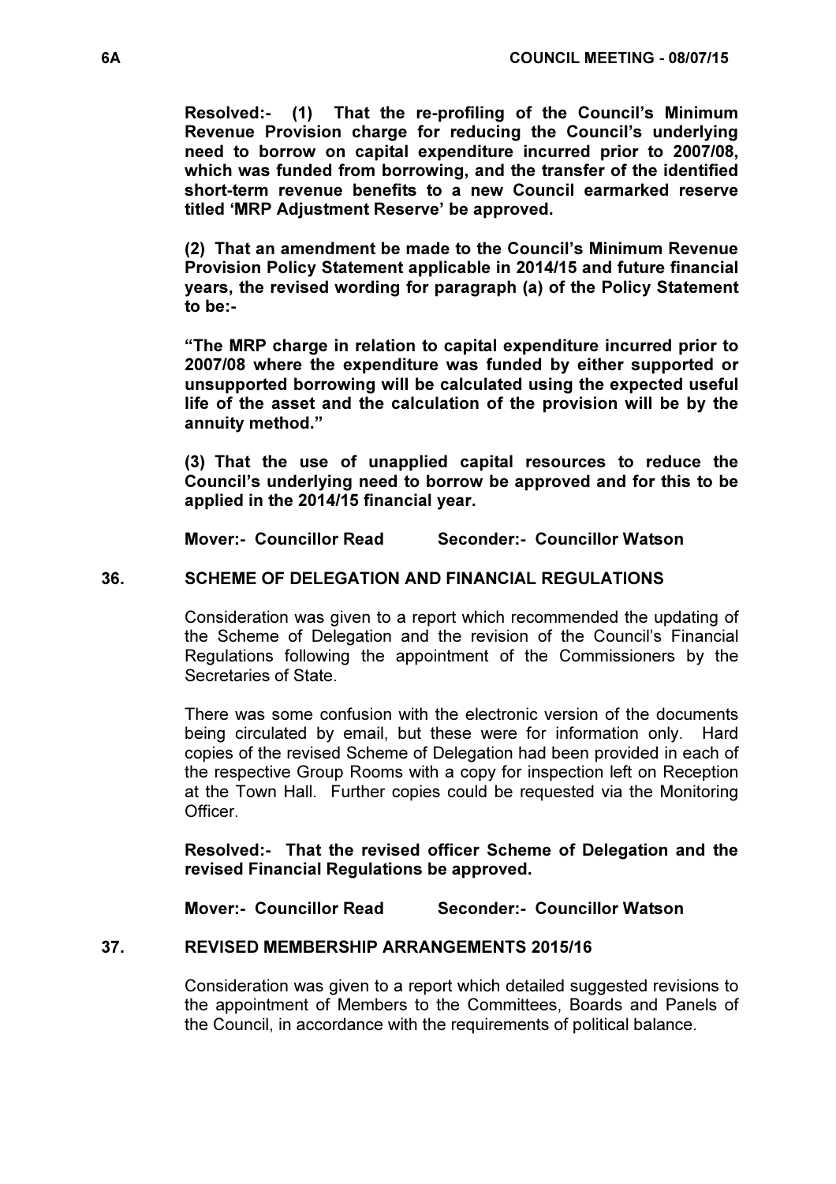**Resolved:- (1) That the re-profiling of the Council's Minimum Revenue Provision charge for reducing the Council's underlying need to borrow on capital expenditure incurred prior to 2007/08, which was funded from borrowing, and the transfer of the identified short-term revenue benefits to a new Council earmarked reserve titled 'MRP Adjustment Reserve' be approved.**

**(2) That an amendment be made to the Council's Minimum Revenue Provision Policy Statement applicable in 2014/15 and future financial years, the revised wording for paragraph (a) of the Policy Statement to be:-**

**"The MRP charge in relation to capital expenditure incurred prior to 2007/08 where the expenditure was funded by either supported or unsupported borrowing will be calculated using the expected useful life of the asset and the calculation of the provision will be by the annuity method."**

**(3) That the use of unapplied capital resources to reduce the Council's underlying need to borrow be approved and for this to be applied in the 2014/15 financial year.**

**Mover:- Councillor Read Seconder:- Councillor Watson**

## 36. SCHEME OF DELEGATION AND FINANCIAL REGULATIONS

Consideration was given to a report which recommended the updating of the Scheme of Delegation and the revision of the Council's Financial Regulations following the appointment of the Commissioners by the Secretaries of State.

There was some confusion with the electronic version of the documents being circulated by email, but these were for information only. Hard copies of the revised Scheme of Delegation had been provided in each of the respective Group Rooms with a copy for inspection left on Reception at the Town Hall. Further copies could be requested via the Monitoring Officer.

**Resolved:- That the revised officer Scheme of Delegation and the revised Financial Regulations be approved.**

**Mover:- Councillor Read Seconder:- Councillor Watson**

## 37. REVISED MEMBERSHIP ARRANGEMENTS 2015/16

Consideration was given to a report which detailed suggested revisions to the appointment of Members to the Committees, Boards and Panels of the Council, in accordance with the requirements of political balance.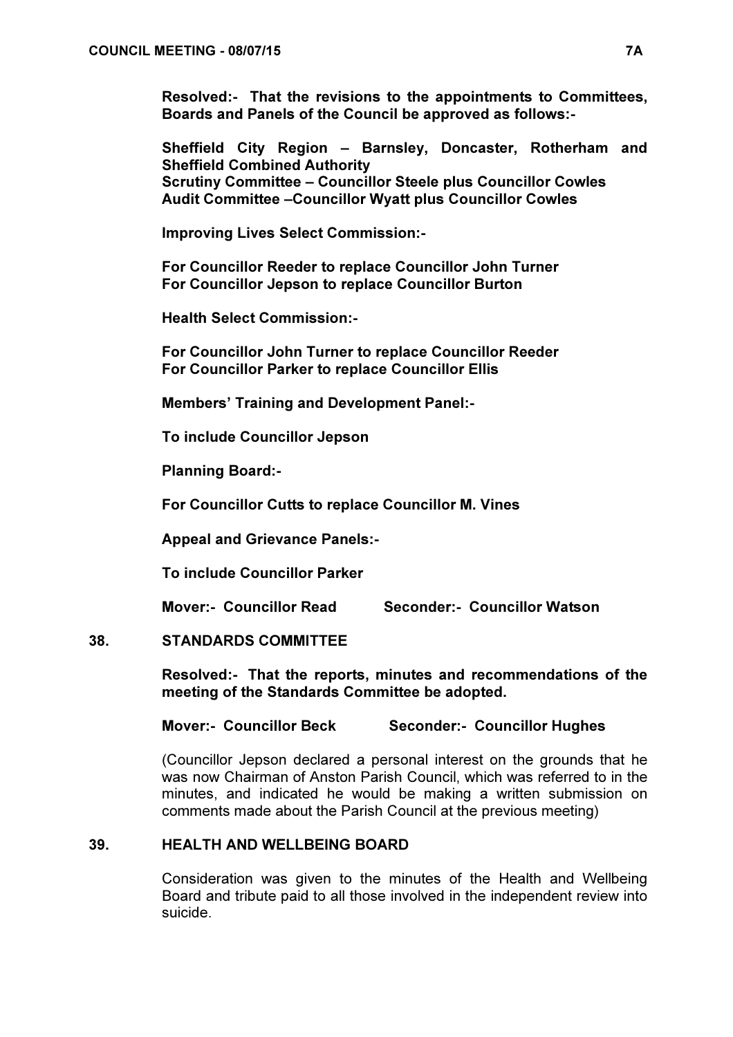**Resolved:- That the revisions to the appointments to Committees, Boards and Panels of the Council be approved as follows:-**

**Sheffield City Region – Barnsley, Doncaster, Rotherham and Sheffield Combined Authority**
**Scrutiny Committee – Councillor Steele plus Councillor Cowles**
**Audit Committee –Councillor Wyatt plus Councillor Cowles**

**Improving Lives Select Commission:-**

**For Councillor Reeder to replace Councillor John Turner**
**For Councillor Jepson to replace Councillor Burton**

**Health Select Commission:-**

**For Councillor John Turner to replace Councillor Reeder**
**For Councillor Parker to replace Councillor Ellis**

**Members' Training and Development Panel:-**

**To include Councillor Jepson**

**Planning Board:-**

**For Councillor Cutts to replace Councillor M. Vines**

**Appeal and Grievance Panels:-**

**To include Councillor Parker**

**Mover:- Councillor Read Seconder:- Councillor Watson**

## 38. STANDARDS COMMITTEE

**Resolved:- That the reports, minutes and recommendations of the meeting of the Standards Committee be adopted.**

**Mover:- Councillor Beck Seconder:- Councillor Hughes**

(Councillor Jepson declared a personal interest on the grounds that he was now Chairman of Anston Parish Council, which was referred to in the minutes, and indicated he would be making a written submission on comments made about the Parish Council at the previous meeting)

## 39. HEALTH AND WELLBEING BOARD

Consideration was given to the minutes of the Health and Wellbeing Board and tribute paid to all those involved in the independent review into suicide.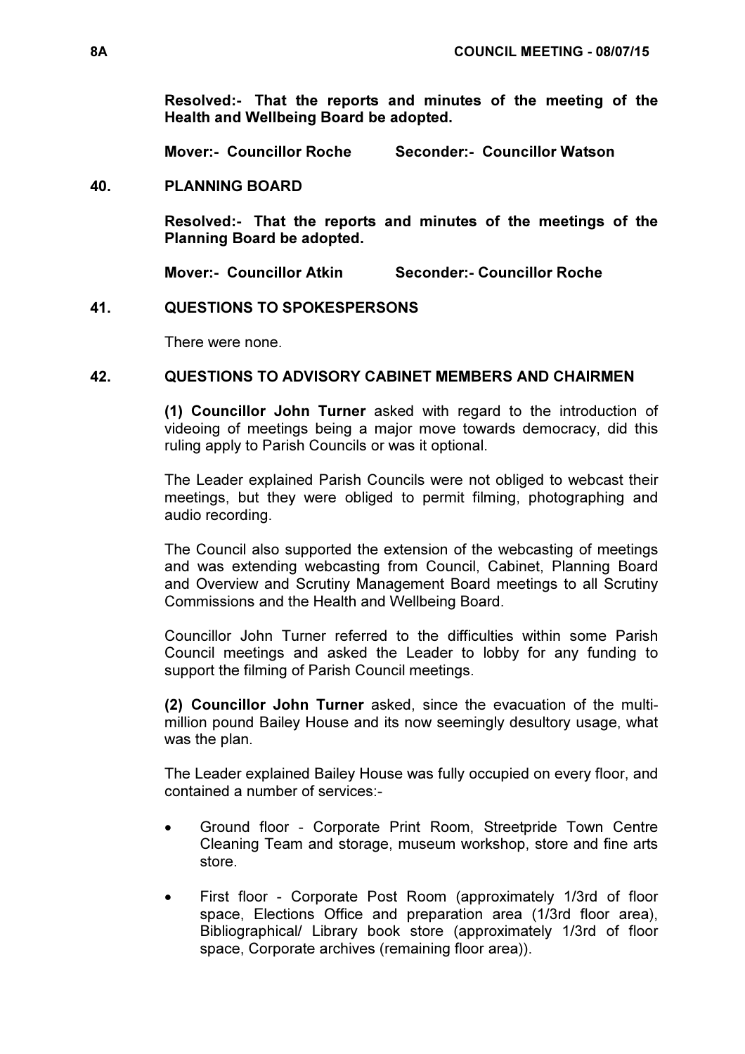**Resolved:- That the reports and minutes of the meeting of the Health and Wellbeing Board be adopted.**

**Mover:- Councillor Roche Seconder:- Councillor Watson**

## 40. PLANNING BOARD

**Resolved:- That the reports and minutes of the meetings of the Planning Board be adopted.**

**Mover:- Councillor Atkin Seconder:- Councillor Roche**

## 41. QUESTIONS TO SPOKESPERSONS

There were none.

## 42. QUESTIONS TO ADVISORY CABINET MEMBERS AND CHAIRMEN

**(1) Councillor John Turner** asked with regard to the introduction of videoing of meetings being a major move towards democracy, did this ruling apply to Parish Councils or was it optional.

The Leader explained Parish Councils were not obliged to webcast their meetings, but they were obliged to permit filming, photographing and audio recording.

The Council also supported the extension of the webcasting of meetings and was extending webcasting from Council, Cabinet, Planning Board and Overview and Scrutiny Management Board meetings to all Scrutiny Commissions and the Health and Wellbeing Board.

Councillor John Turner referred to the difficulties within some Parish Council meetings and asked the Leader to lobby for any funding to support the filming of Parish Council meetings.

**(2) Councillor John Turner** asked, since the evacuation of the multi-million pound Bailey House and its now seemingly desultory usage, what was the plan.

The Leader explained Bailey House was fully occupied on every floor, and contained a number of services:-

- Ground floor - Corporate Print Room, Streetpride Town Centre Cleaning Team and storage, museum workshop, store and fine arts store.
- First floor - Corporate Post Room (approximately 1/3rd of floor space, Elections Office and preparation area (1/3rd floor area), Bibliographical/ Library book store (approximately 1/3rd of floor space, Corporate archives (remaining floor area)).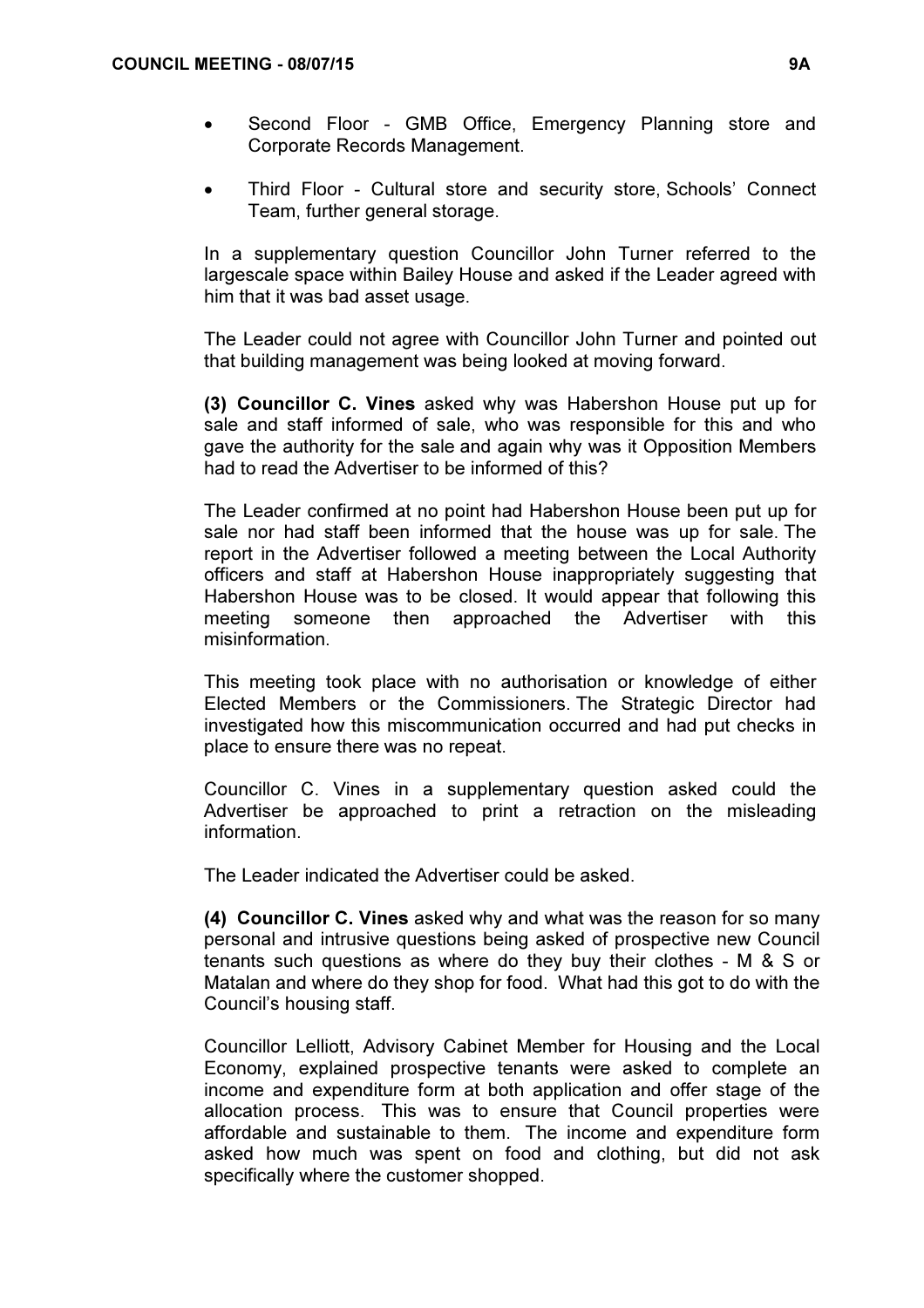- Second Floor - GMB Office, Emergency Planning store and Corporate Records Management.

- Third Floor - Cultural store and security store, Schools' Connect Team, further general storage.

In a supplementary question Councillor John Turner referred to the largescale space within Bailey House and asked if the Leader agreed with him that it was bad asset usage.

The Leader could not agree with Councillor John Turner and pointed out that building management was being looked at moving forward.

**(3) Councillor C. Vines** asked why was Habershon House put up for sale and staff informed of sale, who was responsible for this and who gave the authority for the sale and again why was it Opposition Members had to read the Advertiser to be informed of this?

The Leader confirmed at no point had Habershon House been put up for sale nor had staff been informed that the house was up for sale. The report in the Advertiser followed a meeting between the Local Authority officers and staff at Habershon House inappropriately suggesting that Habershon House was to be closed. It would appear that following this meeting someone then approached the Advertiser with this misinformation.

This meeting took place with no authorisation or knowledge of either Elected Members or the Commissioners. The Strategic Director had investigated how this miscommunication occurred and had put checks in place to ensure there was no repeat.

Councillor C. Vines in a supplementary question asked could the Advertiser be approached to print a retraction on the misleading information.

The Leader indicated the Advertiser could be asked.

**(4) Councillor C. Vines** asked why and what was the reason for so many personal and intrusive questions being asked of prospective new Council tenants such questions as where do they buy their clothes - M & S or Matalan and where do they shop for food. What had this got to do with the Council's housing staff.

Councillor Lelliott, Advisory Cabinet Member for Housing and the Local Economy, explained prospective tenants were asked to complete an income and expenditure form at both application and offer stage of the allocation process. This was to ensure that Council properties were affordable and sustainable to them. The income and expenditure form asked how much was spent on food and clothing, but did not ask specifically where the customer shopped.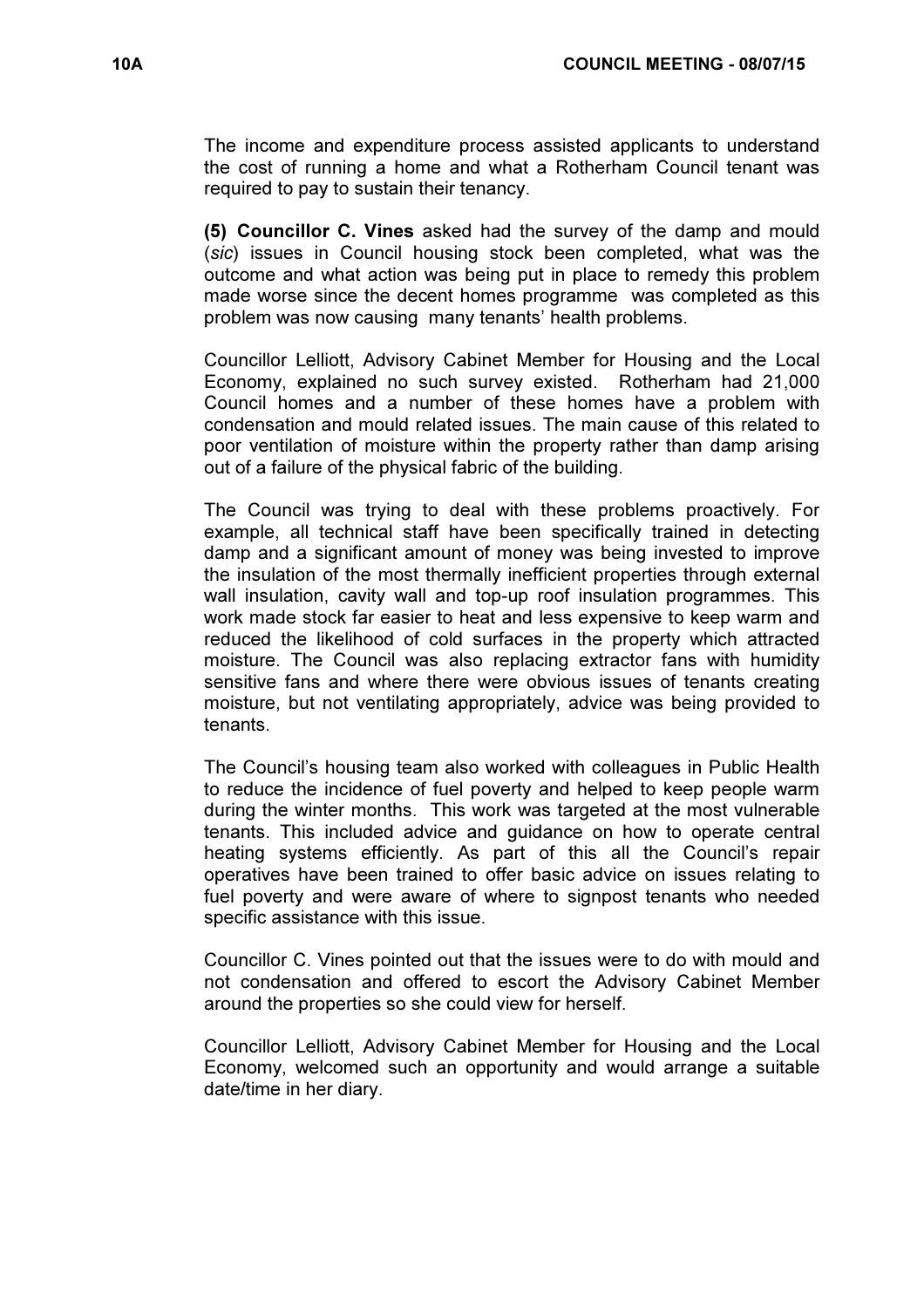The income and expenditure process assisted applicants to understand the cost of running a home and what a Rotherham Council tenant was required to pay to sustain their tenancy.

**(5) Councillor C. Vines** asked had the survey of the damp and mould (*sic*) issues in Council housing stock been completed, what was the outcome and what action was being put in place to remedy this problem made worse since the decent homes programme was completed as this problem was now causing many tenants' health problems.

Councillor Lelliott, Advisory Cabinet Member for Housing and the Local Economy, explained no such survey existed. Rotherham had 21,000 Council homes and a number of these homes have a problem with condensation and mould related issues. The main cause of this related to poor ventilation of moisture within the property rather than damp arising out of a failure of the physical fabric of the building.

The Council was trying to deal with these problems proactively. For example, all technical staff have been specifically trained in detecting damp and a significant amount of money was being invested to improve the insulation of the most thermally inefficient properties through external wall insulation, cavity wall and top-up roof insulation programmes. This work made stock far easier to heat and less expensive to keep warm and reduced the likelihood of cold surfaces in the property which attracted moisture. The Council was also replacing extractor fans with humidity sensitive fans and where there were obvious issues of tenants creating moisture, but not ventilating appropriately, advice was being provided to tenants.

The Council's housing team also worked with colleagues in Public Health to reduce the incidence of fuel poverty and helped to keep people warm during the winter months. This work was targeted at the most vulnerable tenants. This included advice and guidance on how to operate central heating systems efficiently. As part of this all the Council's repair operatives have been trained to offer basic advice on issues relating to fuel poverty and were aware of where to signpost tenants who needed specific assistance with this issue.

Councillor C. Vines pointed out that the issues were to do with mould and not condensation and offered to escort the Advisory Cabinet Member around the properties so she could view for herself.

Councillor Lelliott, Advisory Cabinet Member for Housing and the Local Economy, welcomed such an opportunity and would arrange a suitable date/time in her diary.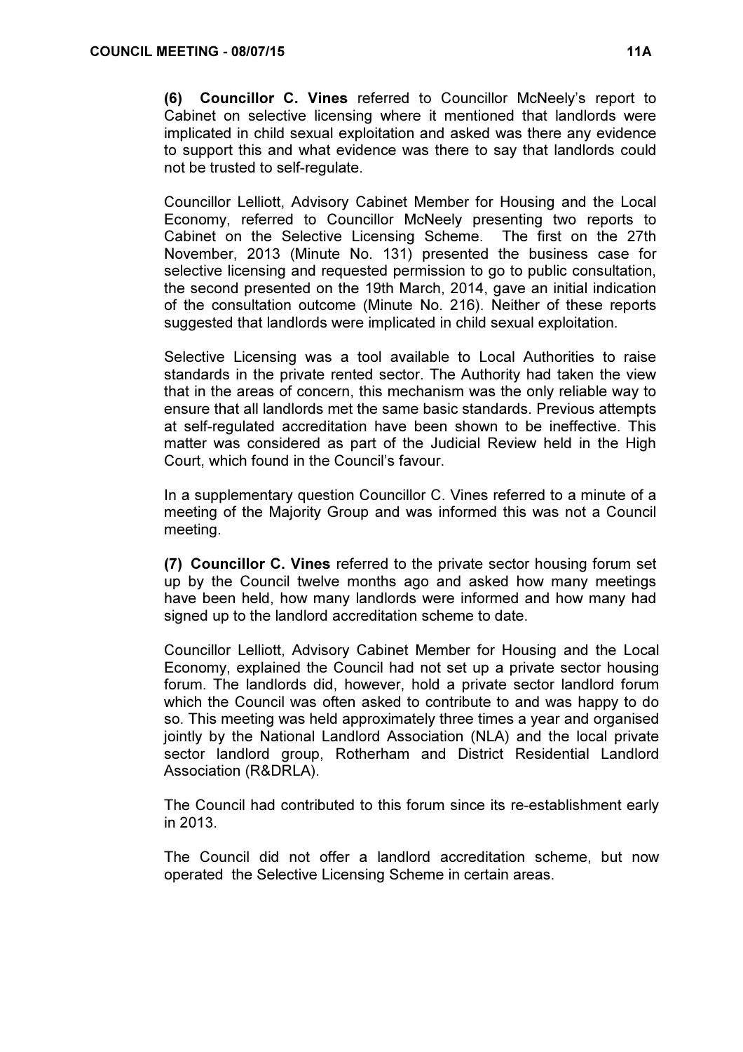**(6) Councillor C. Vines** referred to Councillor McNeely's report to Cabinet on selective licensing where it mentioned that landlords were implicated in child sexual exploitation and asked was there any evidence to support this and what evidence was there to say that landlords could not be trusted to self-regulate.

Councillor Lelliott, Advisory Cabinet Member for Housing and the Local Economy, referred to Councillor McNeely presenting two reports to Cabinet on the Selective Licensing Scheme. The first on the 27th November, 2013 (Minute No. 131) presented the business case for selective licensing and requested permission to go to public consultation, the second presented on the 19th March, 2014, gave an initial indication of the consultation outcome (Minute No. 216). Neither of these reports suggested that landlords were implicated in child sexual exploitation.

Selective Licensing was a tool available to Local Authorities to raise standards in the private rented sector. The Authority had taken the view that in the areas of concern, this mechanism was the only reliable way to ensure that all landlords met the same basic standards. Previous attempts at self-regulated accreditation have been shown to be ineffective. This matter was considered as part of the Judicial Review held in the High Court, which found in the Council's favour.

In a supplementary question Councillor C. Vines referred to a minute of a meeting of the Majority Group and was informed this was not a Council meeting.

**(7) Councillor C. Vines** referred to the private sector housing forum set up by the Council twelve months ago and asked how many meetings have been held, how many landlords were informed and how many had signed up to the landlord accreditation scheme to date.

Councillor Lelliott, Advisory Cabinet Member for Housing and the Local Economy, explained the Council had not set up a private sector housing forum. The landlords did, however, hold a private sector landlord forum which the Council was often asked to contribute to and was happy to do so. This meeting was held approximately three times a year and organised jointly by the National Landlord Association (NLA) and the local private sector landlord group, Rotherham and District Residential Landlord Association (R&DRLA).

The Council had contributed to this forum since its re-establishment early in 2013.

The Council did not offer a landlord accreditation scheme, but now operated the Selective Licensing Scheme in certain areas.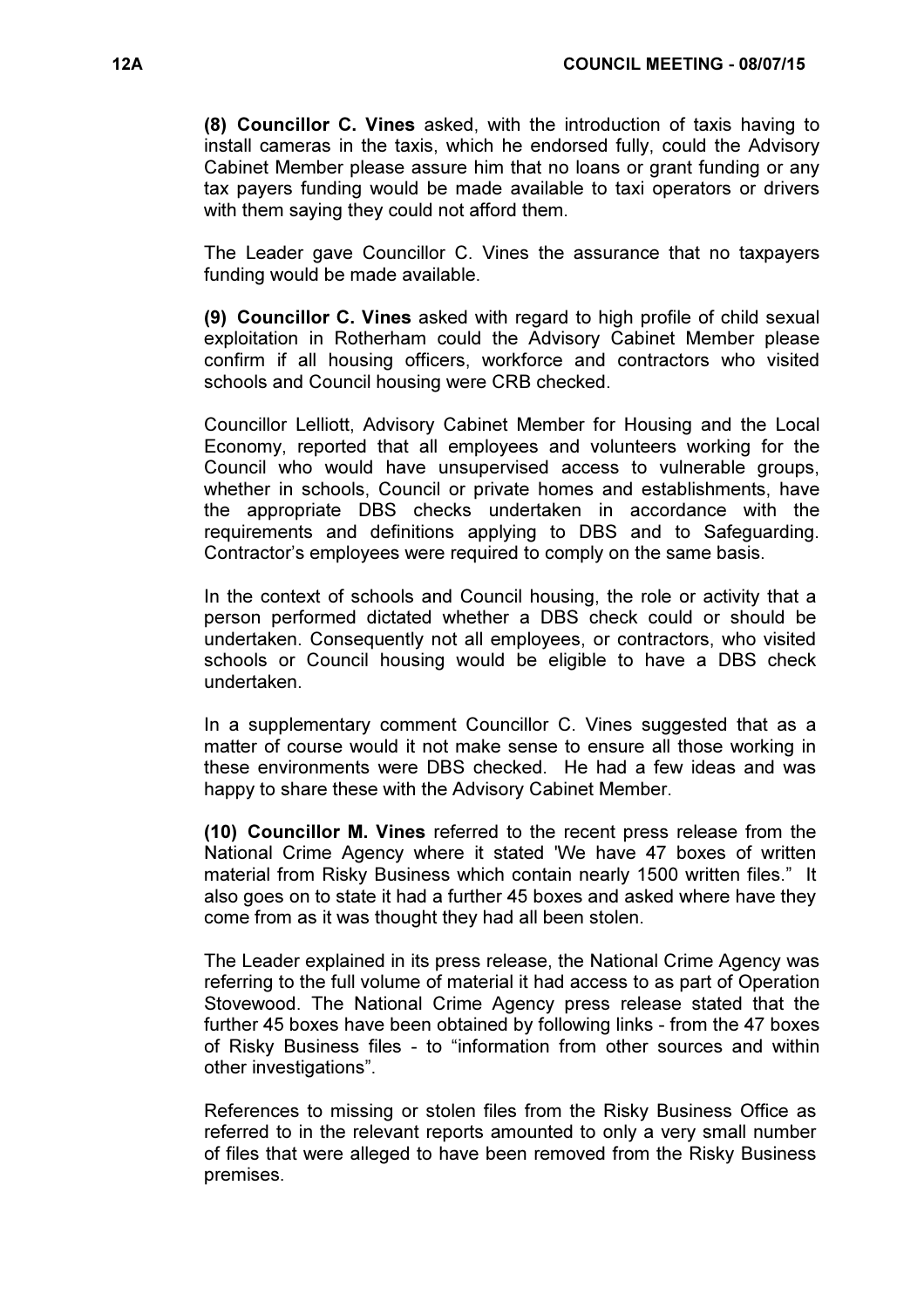**(8) Councillor C. Vines** asked, with the introduction of taxis having to install cameras in the taxis, which he endorsed fully, could the Advisory Cabinet Member please assure him that no loans or grant funding or any tax payers funding would be made available to taxi operators or drivers with them saying they could not afford them.

The Leader gave Councillor C. Vines the assurance that no taxpayers funding would be made available.

**(9) Councillor C. Vines** asked with regard to high profile of child sexual exploitation in Rotherham could the Advisory Cabinet Member please confirm if all housing officers, workforce and contractors who visited schools and Council housing were CRB checked.

Councillor Lelliott, Advisory Cabinet Member for Housing and the Local Economy, reported that all employees and volunteers working for the Council who would have unsupervised access to vulnerable groups, whether in schools, Council or private homes and establishments, have the appropriate DBS checks undertaken in accordance with the requirements and definitions applying to DBS and to Safeguarding. Contractor's employees were required to comply on the same basis.

In the context of schools and Council housing, the role or activity that a person performed dictated whether a DBS check could or should be undertaken. Consequently not all employees, or contractors, who visited schools or Council housing would be eligible to have a DBS check undertaken.

In a supplementary comment Councillor C. Vines suggested that as a matter of course would it not make sense to ensure all those working in these environments were DBS checked. He had a few ideas and was happy to share these with the Advisory Cabinet Member.

**(10) Councillor M. Vines** referred to the recent press release from the National Crime Agency where it stated 'We have 47 boxes of written material from Risky Business which contain nearly 1500 written files." It also goes on to state it had a further 45 boxes and asked where have they come from as it was thought they had all been stolen.

The Leader explained in its press release, the National Crime Agency was referring to the full volume of material it had access to as part of Operation Stovewood. The National Crime Agency press release stated that the further 45 boxes have been obtained by following links - from the 47 boxes of Risky Business files - to "information from other sources and within other investigations".

References to missing or stolen files from the Risky Business Office as referred to in the relevant reports amounted to only a very small number of files that were alleged to have been removed from the Risky Business premises.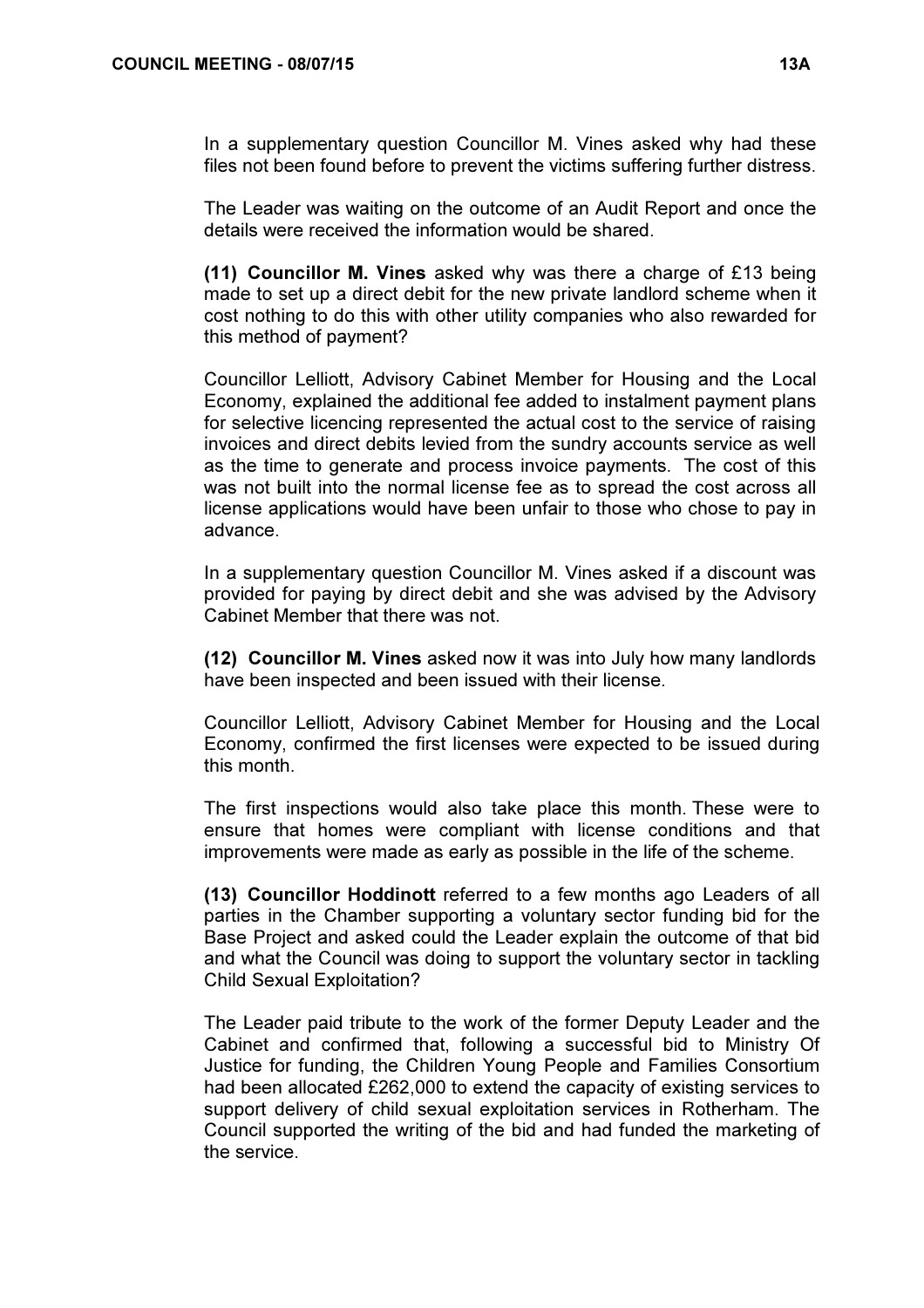In a supplementary question Councillor M. Vines asked why had these files not been found before to prevent the victims suffering further distress.

The Leader was waiting on the outcome of an Audit Report and once the details were received the information would be shared.

**(11) Councillor M. Vines** asked why was there a charge of £13 being made to set up a direct debit for the new private landlord scheme when it cost nothing to do this with other utility companies who also rewarded for this method of payment?

Councillor Lelliott, Advisory Cabinet Member for Housing and the Local Economy, explained the additional fee added to instalment payment plans for selective licencing represented the actual cost to the service of raising invoices and direct debits levied from the sundry accounts service as well as the time to generate and process invoice payments. The cost of this was not built into the normal license fee as to spread the cost across all license applications would have been unfair to those who chose to pay in advance.

In a supplementary question Councillor M. Vines asked if a discount was provided for paying by direct debit and she was advised by the Advisory Cabinet Member that there was not.

**(12) Councillor M. Vines** asked now it was into July how many landlords have been inspected and been issued with their license.

Councillor Lelliott, Advisory Cabinet Member for Housing and the Local Economy, confirmed the first licenses were expected to be issued during this month.

The first inspections would also take place this month. These were to ensure that homes were compliant with license conditions and that improvements were made as early as possible in the life of the scheme.

**(13) Councillor Hoddinott** referred to a few months ago Leaders of all parties in the Chamber supporting a voluntary sector funding bid for the Base Project and asked could the Leader explain the outcome of that bid and what the Council was doing to support the voluntary sector in tackling Child Sexual Exploitation?

The Leader paid tribute to the work of the former Deputy Leader and the Cabinet and confirmed that, following a successful bid to Ministry Of Justice for funding, the Children Young People and Families Consortium had been allocated £262,000 to extend the capacity of existing services to support delivery of child sexual exploitation services in Rotherham. The Council supported the writing of the bid and had funded the marketing of the service.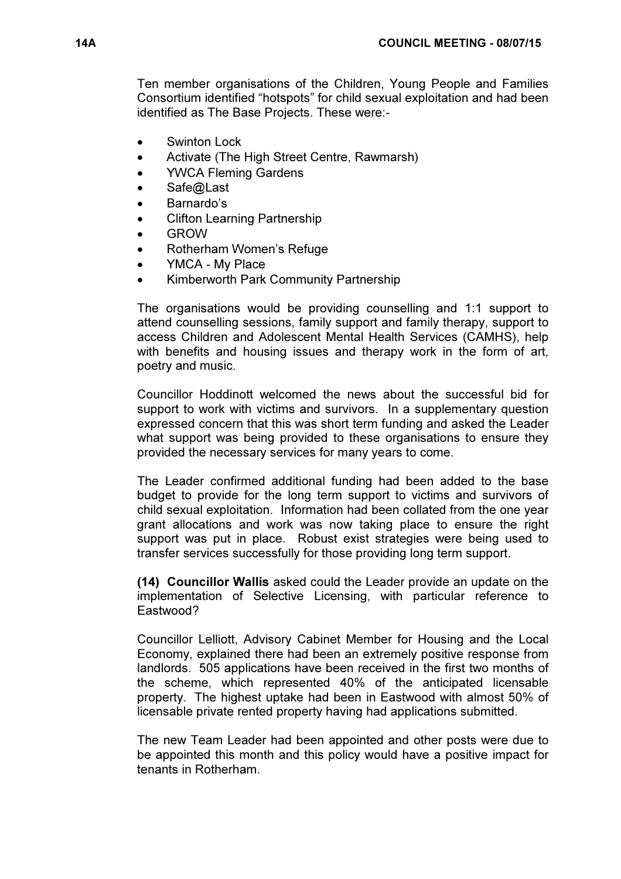Ten member organisations of the Children, Young People and Families Consortium identified "hotspots" for child sexual exploitation and had been identified as The Base Projects. These were:-

- Swinton Lock
- Activate (The High Street Centre, Rawmarsh)
- YWCA Fleming Gardens
- Safe@Last
- Barnardo's
- Clifton Learning Partnership
- GROW
- Rotherham Women's Refuge
- YMCA - My Place
- Kimberworth Park Community Partnership

The organisations would be providing counselling and 1:1 support to attend counselling sessions, family support and family therapy, support to access Children and Adolescent Mental Health Services (CAMHS), help with benefits and housing issues and therapy work in the form of art, poetry and music.

Councillor Hoddinott welcomed the news about the successful bid for support to work with victims and survivors. In a supplementary question expressed concern that this was short term funding and asked the Leader what support was being provided to these organisations to ensure they provided the necessary services for many years to come.

The Leader confirmed additional funding had been added to the base budget to provide for the long term support to victims and survivors of child sexual exploitation. Information had been collated from the one year grant allocations and work was now taking place to ensure the right support was put in place. Robust exist strategies were being used to transfer services successfully for those providing long term support.

**(14) Councillor Wallis** asked could the Leader provide an update on the implementation of Selective Licensing, with particular reference to Eastwood?

Councillor Lelliott, Advisory Cabinet Member for Housing and the Local Economy, explained there had been an extremely positive response from landlords. 505 applications have been received in the first two months of the scheme, which represented 40% of the anticipated licensable property. The highest uptake had been in Eastwood with almost 50% of licensable private rented property having had applications submitted.

The new Team Leader had been appointed and other posts were due to be appointed this month and this policy would have a positive impact for tenants in Rotherham.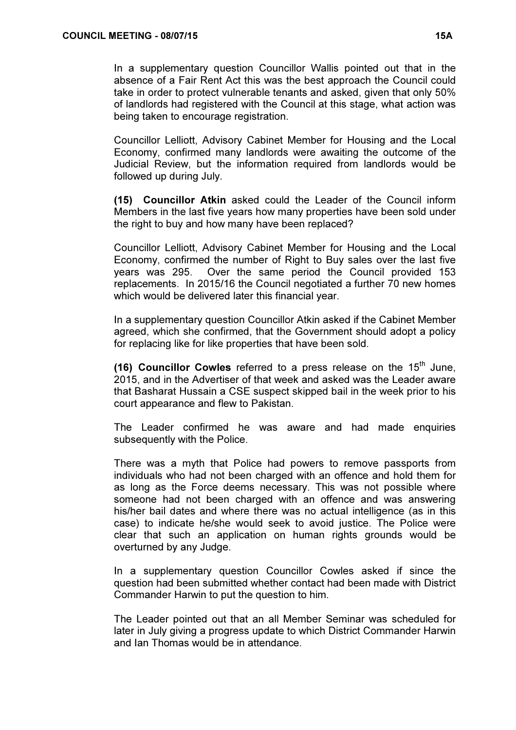In a supplementary question Councillor Wallis pointed out that in the absence of a Fair Rent Act this was the best approach the Council could take in order to protect vulnerable tenants and asked, given that only 50% of landlords had registered with the Council at this stage, what action was being taken to encourage registration.

Councillor Lelliott, Advisory Cabinet Member for Housing and the Local Economy, confirmed many landlords were awaiting the outcome of the Judicial Review, but the information required from landlords would be followed up during July.

**(15) Councillor Atkin** asked could the Leader of the Council inform Members in the last five years how many properties have been sold under the right to buy and how many have been replaced?

Councillor Lelliott, Advisory Cabinet Member for Housing and the Local Economy, confirmed the number of Right to Buy sales over the last five years was 295. Over the same period the Council provided 153 replacements. In 2015/16 the Council negotiated a further 70 new homes which would be delivered later this financial year.

In a supplementary question Councillor Atkin asked if the Cabinet Member agreed, which she confirmed, that the Government should adopt a policy for replacing like for like properties that have been sold.

**(16) Councillor Cowles** referred to a press release on the 15th June, 2015, and in the Advertiser of that week and asked was the Leader aware that Basharat Hussain a CSE suspect skipped bail in the week prior to his court appearance and flew to Pakistan.

The Leader confirmed he was aware and had made enquiries subsequently with the Police.

There was a myth that Police had powers to remove passports from individuals who had not been charged with an offence and hold them for as long as the Force deems necessary. This was not possible where someone had not been charged with an offence and was answering his/her bail dates and where there was no actual intelligence (as in this case) to indicate he/she would seek to avoid justice. The Police were clear that such an application on human rights grounds would be overturned by any Judge.

In a supplementary question Councillor Cowles asked if since the question had been submitted whether contact had been made with District Commander Harwin to put the question to him.

The Leader pointed out that an all Member Seminar was scheduled for later in July giving a progress update to which District Commander Harwin and Ian Thomas would be in attendance.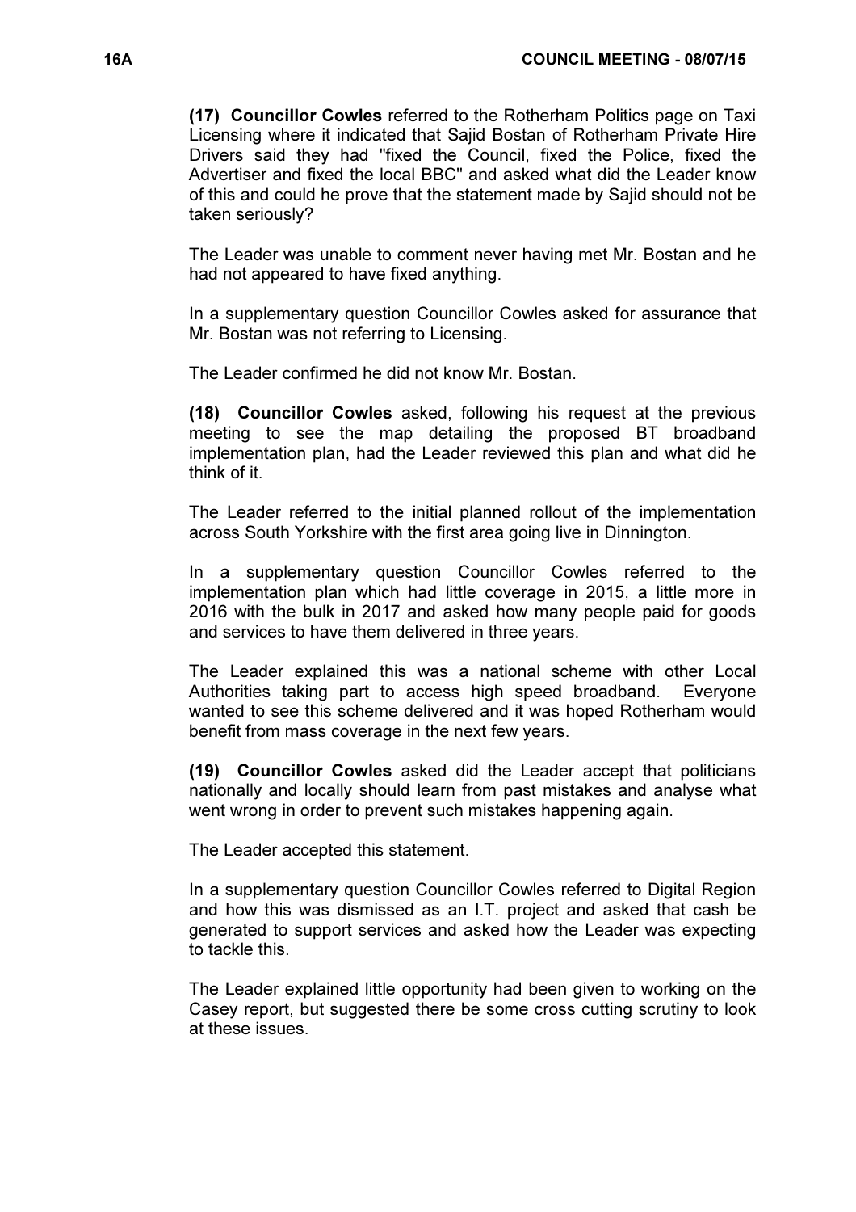**(17) Councillor Cowles** referred to the Rotherham Politics page on Taxi Licensing where it indicated that Sajid Bostan of Rotherham Private Hire Drivers said they had "fixed the Council, fixed the Police, fixed the Advertiser and fixed the local BBC" and asked what did the Leader know of this and could he prove that the statement made by Sajid should not be taken seriously?

The Leader was unable to comment never having met Mr. Bostan and he had not appeared to have fixed anything.

In a supplementary question Councillor Cowles asked for assurance that Mr. Bostan was not referring to Licensing.

The Leader confirmed he did not know Mr. Bostan.

**(18) Councillor Cowles** asked, following his request at the previous meeting to see the map detailing the proposed BT broadband implementation plan, had the Leader reviewed this plan and what did he think of it.

The Leader referred to the initial planned rollout of the implementation across South Yorkshire with the first area going live in Dinnington.

In a supplementary question Councillor Cowles referred to the implementation plan which had little coverage in 2015, a little more in 2016 with the bulk in 2017 and asked how many people paid for goods and services to have them delivered in three years.

The Leader explained this was a national scheme with other Local Authorities taking part to access high speed broadband. Everyone wanted to see this scheme delivered and it was hoped Rotherham would benefit from mass coverage in the next few years.

**(19) Councillor Cowles** asked did the Leader accept that politicians nationally and locally should learn from past mistakes and analyse what went wrong in order to prevent such mistakes happening again.

The Leader accepted this statement.

In a supplementary question Councillor Cowles referred to Digital Region and how this was dismissed as an I.T. project and asked that cash be generated to support services and asked how the Leader was expecting to tackle this.

The Leader explained little opportunity had been given to working on the Casey report, but suggested there be some cross cutting scrutiny to look at these issues.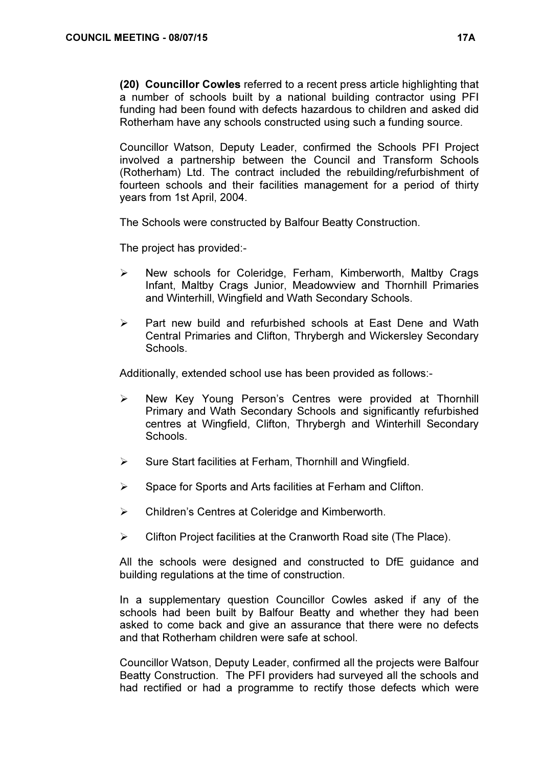**(20) Councillor Cowles** referred to a recent press article highlighting that a number of schools built by a national building contractor using PFI funding had been found with defects hazardous to children and asked did Rotherham have any schools constructed using such a funding source.

Councillor Watson, Deputy Leader, confirmed the Schools PFI Project involved a partnership between the Council and Transform Schools (Rotherham) Ltd. The contract included the rebuilding/refurbishment of fourteen schools and their facilities management for a period of thirty years from 1st April, 2004.

The Schools were constructed by Balfour Beatty Construction.

The project has provided:-

- New schools for Coleridge, Ferham, Kimberworth, Maltby Crags Infant, Maltby Crags Junior, Meadowview and Thornhill Primaries and Winterhill, Wingfield and Wath Secondary Schools.
- Part new build and refurbished schools at East Dene and Wath Central Primaries and Clifton, Thrybergh and Wickersley Secondary Schools.

Additionally, extended school use has been provided as follows:-

- New Key Young Person's Centres were provided at Thornhill Primary and Wath Secondary Schools and significantly refurbished centres at Wingfield, Clifton, Thrybergh and Winterhill Secondary Schools.
- Sure Start facilities at Ferham, Thornhill and Wingfield.
- Space for Sports and Arts facilities at Ferham and Clifton.
- Children's Centres at Coleridge and Kimberworth.
- Clifton Project facilities at the Cranworth Road site (The Place).

All the schools were designed and constructed to DfE guidance and building regulations at the time of construction.

In a supplementary question Councillor Cowles asked if any of the schools had been built by Balfour Beatty and whether they had been asked to come back and give an assurance that there were no defects and that Rotherham children were safe at school.

Councillor Watson, Deputy Leader, confirmed all the projects were Balfour Beatty Construction. The PFI providers had surveyed all the schools and had rectified or had a programme to rectify those defects which were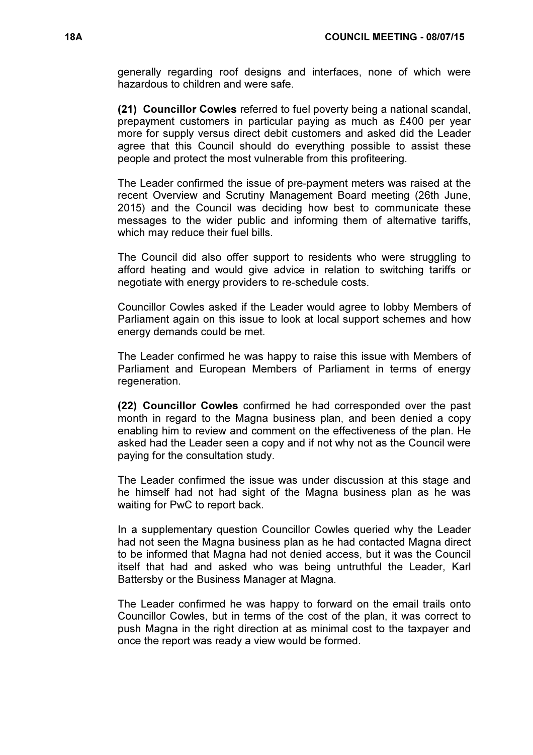generally regarding roof designs and interfaces, none of which were hazardous to children and were safe.

**(21) Councillor Cowles** referred to fuel poverty being a national scandal, prepayment customers in particular paying as much as £400 per year more for supply versus direct debit customers and asked did the Leader agree that this Council should do everything possible to assist these people and protect the most vulnerable from this profiteering.

The Leader confirmed the issue of pre-payment meters was raised at the recent Overview and Scrutiny Management Board meeting (26th June, 2015) and the Council was deciding how best to communicate these messages to the wider public and informing them of alternative tariffs, which may reduce their fuel bills.

The Council did also offer support to residents who were struggling to afford heating and would give advice in relation to switching tariffs or negotiate with energy providers to re-schedule costs.

Councillor Cowles asked if the Leader would agree to lobby Members of Parliament again on this issue to look at local support schemes and how energy demands could be met.

The Leader confirmed he was happy to raise this issue with Members of Parliament and European Members of Parliament in terms of energy regeneration.

**(22) Councillor Cowles** confirmed he had corresponded over the past month in regard to the Magna business plan, and been denied a copy enabling him to review and comment on the effectiveness of the plan. He asked had the Leader seen a copy and if not why not as the Council were paying for the consultation study.

The Leader confirmed the issue was under discussion at this stage and he himself had not had sight of the Magna business plan as he was waiting for PwC to report back.

In a supplementary question Councillor Cowles queried why the Leader had not seen the Magna business plan as he had contacted Magna direct to be informed that Magna had not denied access, but it was the Council itself that had and asked who was being untruthful the Leader, Karl Battersby or the Business Manager at Magna.

The Leader confirmed he was happy to forward on the email trails onto Councillor Cowles, but in terms of the cost of the plan, it was correct to push Magna in the right direction at as minimal cost to the taxpayer and once the report was ready a view would be formed.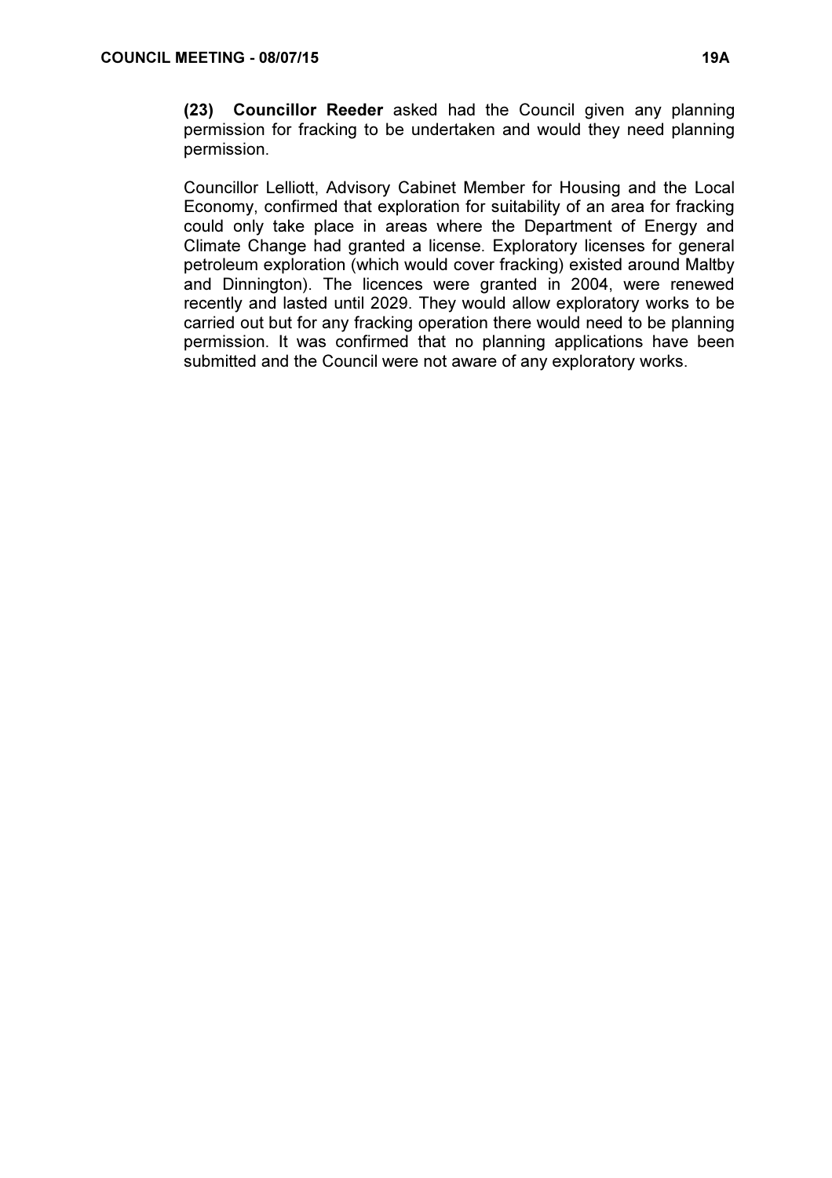**(23) Councillor Reeder** asked had the Council given any planning permission for fracking to be undertaken and would they need planning permission.

Councillor Lelliott, Advisory Cabinet Member for Housing and the Local Economy, confirmed that exploration for suitability of an area for fracking could only take place in areas where the Department of Energy and Climate Change had granted a license. Exploratory licenses for general petroleum exploration (which would cover fracking) existed around Maltby and Dinnington). The licences were granted in 2004, were renewed recently and lasted until 2029. They would allow exploratory works to be carried out but for any fracking operation there would need to be planning permission. It was confirmed that no planning applications have been submitted and the Council were not aware of any exploratory works.